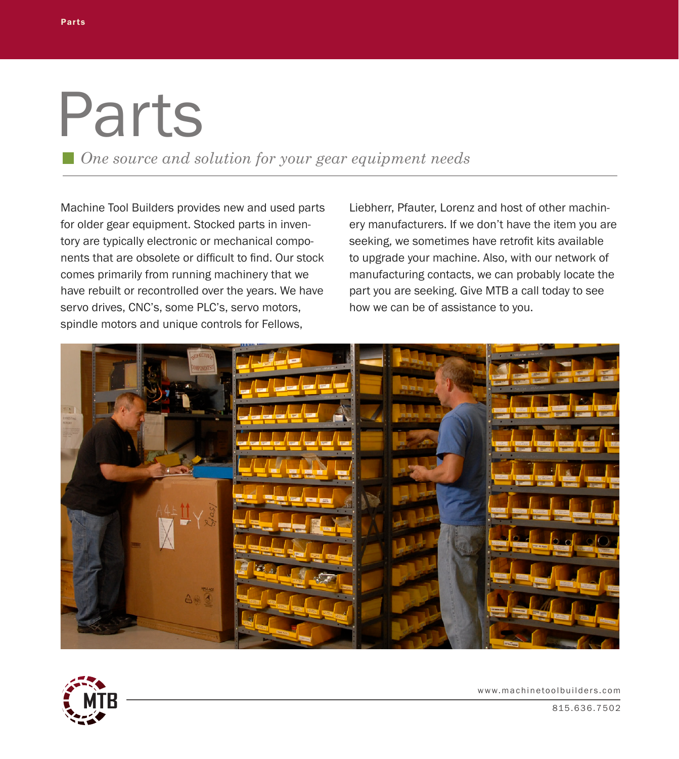# Parts

*One source and solution for your gear equipment needs*

Machine Tool Builders provides new and used parts for older gear equipment. Stocked parts in inventory are typically electronic or mechanical components that are obsolete or difficult to find. Our stock comes primarily from running machinery that we have rebuilt or recontrolled over the years. We have servo drives, CNC's, some PLC's, servo motors, spindle motors and unique controls for Fellows, Liebherr, Pfauter, Lorenz and host of other machinery manufacturers. If we don't have the item you are seeking, we sometimes have retrofit kits available to upgrade your machine. Also, with our network of manufacturing contacts, we can probably locate the part you are seeking. Give MTB a call today to see how we can be of assistance to you.

www.machinetoolbuilders.com

815.636.7502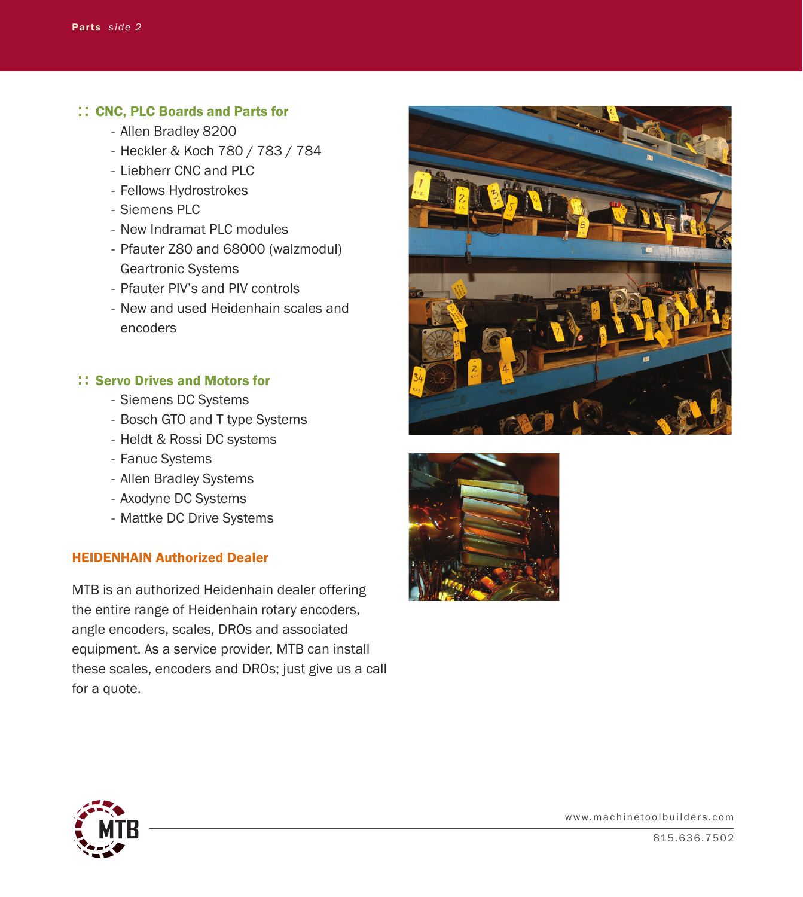## :: CNC, PLC Boards and Parts for

- Allen Bradley 8200
- Heckler & Koch 780 / 783 / 784
- Liebherr CNC and PLC
- Fellows Hydrostrokes
- Siemens PLC
- New Indramat PLC modules
- Pfauter Z80 and 68000 (walzmodul) Geartronic Systems
- Pfauter PIV's and PIV controls
- New and used Heidenhain scales and encoders

## :: Servo Drives and Motors for

- Siemens DC Systems
- Bosch GTO and T type Systems
- Heldt & Rossi DC systems
- Fanuc Systems
- Allen Bradley Systems
- Axodyne DC Systems
- Mattke DC Drive Systems

## HEIDENHAIN Authorized Dealer

MTB is an authorized Heidenhain dealer offering the entire range of Heidenhain rotary encoders, angle encoders, scales, DROs and associated equipment. As a service provider, MTB can install these scales, encoders and DROs; just give us a call for a quote.

MTB

www.machinetoolbuilders.com

815.636.7502